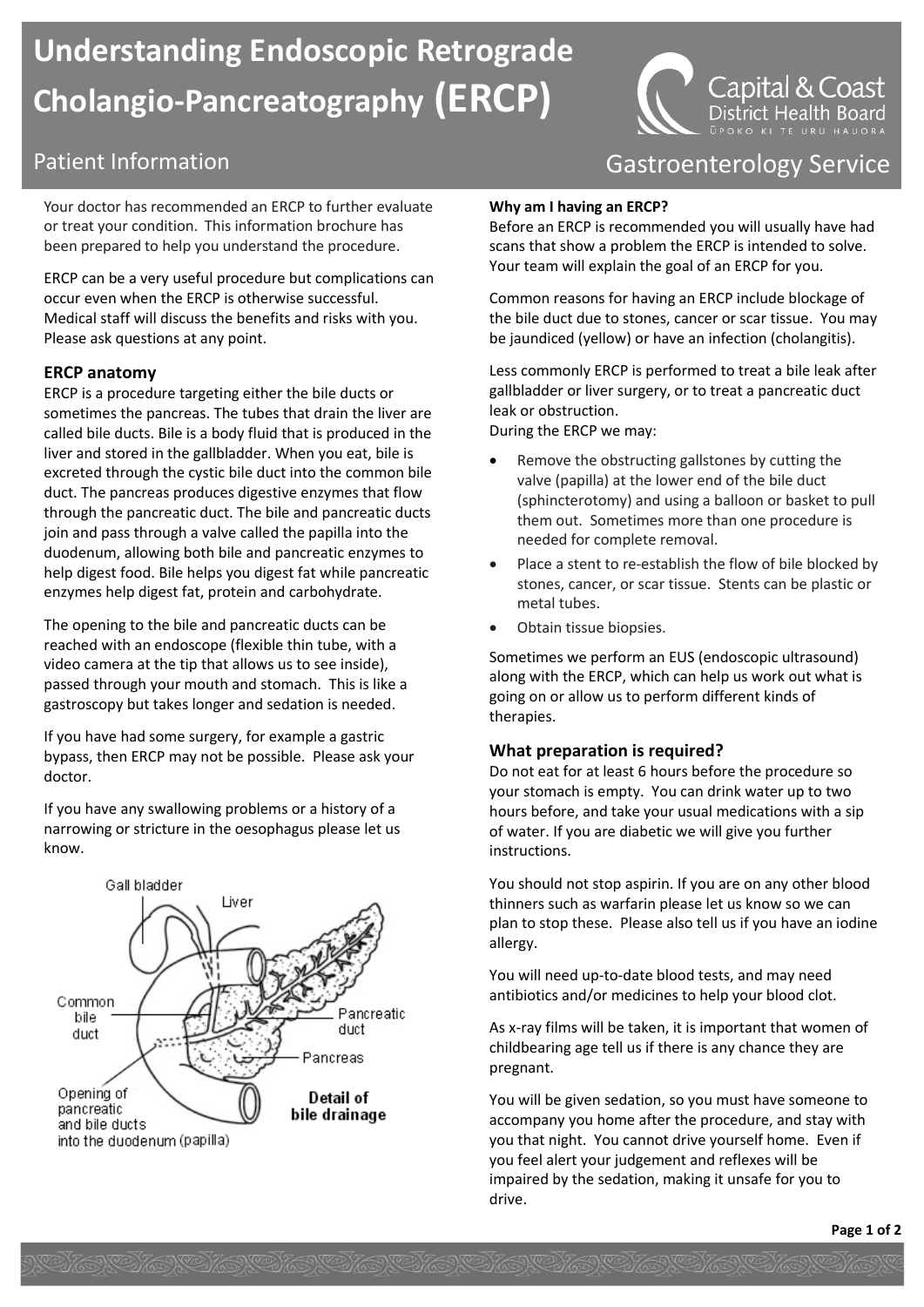# Understanding Endoscopic Retrograde Cholangio-Pancreatography (ERCP)

Patient Information

Capital & Coast District Health Board

Gastroenterology Service

Your doctor has recommended an ERCP to further evaluate or treat your condition. This information brochure has been prepared to help you understand the procedure.

ERCP can be a very useful procedure but complications can occur even when the ERCP is otherwise successful. Medical staff will discuss the benefits and risks with you. Please ask questions at any point.

## ERCP anatomy

ERCP is a procedure targeting either the bile ducts or sometimes the pancreas. The tubes that drain the liver are called bile ducts. Bile is a body fluid that is produced in the liver and stored in the gallbladder. When you eat, bile is excreted through the cystic bile duct into the common bile duct. The pancreas produces digestive enzymes that flow through the pancreatic duct. The bile and pancreatic ducts join and pass through a valve called the papilla into the duodenum, allowing both bile and pancreatic enzymes to help digest food. Bile helps you digest fat while pancreatic enzymes help digest fat, protein and carbohydrate.

The opening to the bile and pancreatic ducts can be reached with an endoscope (flexible thin tube, with a video camera at the tip that allows us to see inside), passed through your mouth and stomach. This is like a gastroscopy but takes longer and sedation is needed.

If you have had some surgery, for example a gastric bypass, then ERCP may not be possible. Please ask your doctor.

If you have any swallowing problems or a history of a narrowing or stricture in the oesophagus please let us know.

Gall bladder, Liver, Common bile duct, Pancreatic duct, Pancreas, Opening of pancreatic and bile ducts into the duodenum (papilla)

**Detail of bile drainage**

**Why am I having an ERCP?**

Before an ERCP is recommended you will usually have had scans that show a problem the ERCP is intended to solve. Your team will explain the goal of an ERCP for you.

Common reasons for having an ERCP include blockage of the bile duct due to stones, cancer or scar tissue. You may be jaundiced (yellow) or have an infection (cholangitis).

Less commonly ERCP is performed to treat a bile leak after gallbladder or liver surgery, or to treat a pancreatic duct leak or obstruction.

During the ERCP we may:

- Remove the obstructing gallstones by cutting the valve (papilla) at the lower end of the bile duct (sphincterotomy) and using a balloon or basket to pull them out. Sometimes more than one procedure is needed for complete removal.
- Place a stent to re-establish the flow of bile blocked by stones, cancer, or scar tissue. Stents can be plastic or metal tubes.
- Obtain tissue biopsies.

Sometimes we perform an EUS (endoscopic ultrasound) along with the ERCP, which can help us work out what is going on or allow us to perform different kinds of therapies.

## What preparation is required?

Do not eat for at least 6 hours before the procedure so your stomach is empty. You can drink water up to two hours before, and take your usual medications with a sip of water. If you are diabetic we will give you further instructions.

You should not stop aspirin. If you are on any other blood thinners such as warfarin please let us know so we can plan to stop these. Please also tell us if you have an iodine allergy.

You will need up-to-date blood tests, and may need antibiotics and/or medicines to help your blood clot.

As x-ray films will be taken, it is important that women of childbearing age tell us if there is any chance they are pregnant.

You will be given sedation, so you must have someone to accompany you home after the procedure, and stay with you that night. You cannot drive yourself home. Even if you feel alert your judgement and reflexes will be impaired by the sedation, making it unsafe for you to drive.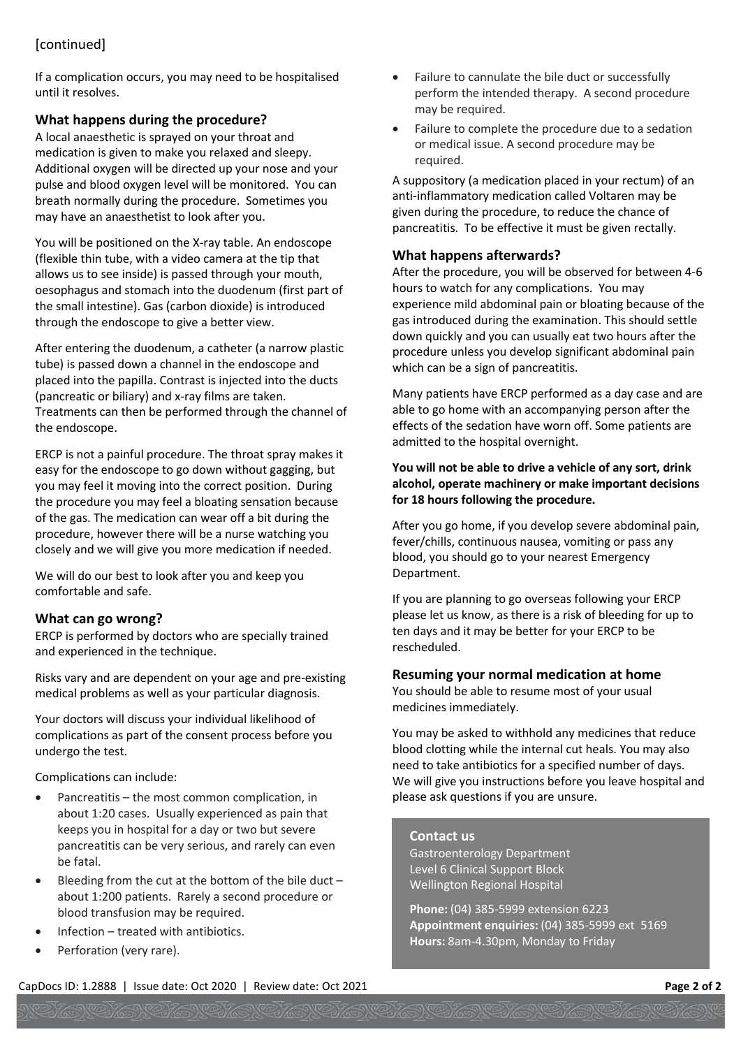[continued]

If a complication occurs, you may need to be hospitalised until it resolves.

## What happens during the procedure?

A local anaesthetic is sprayed on your throat and medication is given to make you relaxed and sleepy. Additional oxygen will be directed up your nose and your pulse and blood oxygen level will be monitored. You can breath normally during the procedure. Sometimes you may have an anaesthetist to look after you.

You will be positioned on the X-ray table. An endoscope (flexible thin tube, with a video camera at the tip that allows us to see inside) is passed through your mouth, oesophagus and stomach into the duodenum (first part of the small intestine). Gas (carbon dioxide) is introduced through the endoscope to give a better view.

After entering the duodenum, a catheter (a narrow plastic tube) is passed down a channel in the endoscope and placed into the papilla. Contrast is injected into the ducts (pancreatic or biliary) and x-ray films are taken. Treatments can then be performed through the channel of the endoscope.

ERCP is not a painful procedure. The throat spray makes it easy for the endoscope to go down without gagging, but you may feel it moving into the correct position. During the procedure you may feel a bloating sensation because of the gas. The medication can wear off a bit during the procedure, however there will be a nurse watching you closely and we will give you more medication if needed.

We will do our best to look after you and keep you comfortable and safe.

## What can go wrong?

ERCP is performed by doctors who are specially trained and experienced in the technique.

Risks vary and are dependent on your age and pre-existing medical problems as well as your particular diagnosis.

Your doctors will discuss your individual likelihood of complications as part of the consent process before you undergo the test.

Complications can include:

- Pancreatitis – the most common complication, in about 1:20 cases. Usually experienced as pain that keeps you in hospital for a day or two but severe pancreatitis can be very serious, and rarely can even be fatal.
- Bleeding from the cut at the bottom of the bile duct – about 1:200 patients. Rarely a second procedure or blood transfusion may be required.
- Infection – treated with antibiotics.
- Perforation (very rare).
- Failure to cannulate the bile duct or successfully perform the intended therapy. A second procedure may be required.
- Failure to complete the procedure due to a sedation or medical issue. A second procedure may be required.

A suppository (a medication placed in your rectum) of an anti-inflammatory medication called Voltaren may be given during the procedure, to reduce the chance of pancreatitis. To be effective it must be given rectally.

## What happens afterwards?

After the procedure, you will be observed for between 4-6 hours to watch for any complications. You may experience mild abdominal pain or bloating because of the gas introduced during the examination. This should settle down quickly and you can usually eat two hours after the procedure unless you develop significant abdominal pain which can be a sign of pancreatitis.

Many patients have ERCP performed as a day case and are able to go home with an accompanying person after the effects of the sedation have worn off. Some patients are admitted to the hospital overnight.

**You will not be able to drive a vehicle of any sort, drink alcohol, operate machinery or make important decisions for 18 hours following the procedure.**

After you go home, if you develop severe abdominal pain, fever/chills, continuous nausea, vomiting or pass any blood, you should go to your nearest Emergency Department.

If you are planning to go overseas following your ERCP please let us know, as there is a risk of bleeding for up to ten days and it may be better for your ERCP to be rescheduled.

## Resuming your normal medication at home

You should be able to resume most of your usual medicines immediately.

You may be asked to withhold any medicines that reduce blood clotting while the internal cut heals. You may also need to take antibiotics for a specified number of days. We will give you instructions before you leave hospital and please ask questions if you are unsure.

### Contact us

Gastroenterology Department
Level 6 Clinical Support Block
Wellington Regional Hospital

**Phone:** (04) 385-5999 extension 6223
**Appointment enquiries:** (04) 385-5999 ext 5169
**Hours:** 8am-4.30pm, Monday to Friday

CapDocs ID: 1.2888 | Issue date: Oct 2020 | Review date: Oct 2021